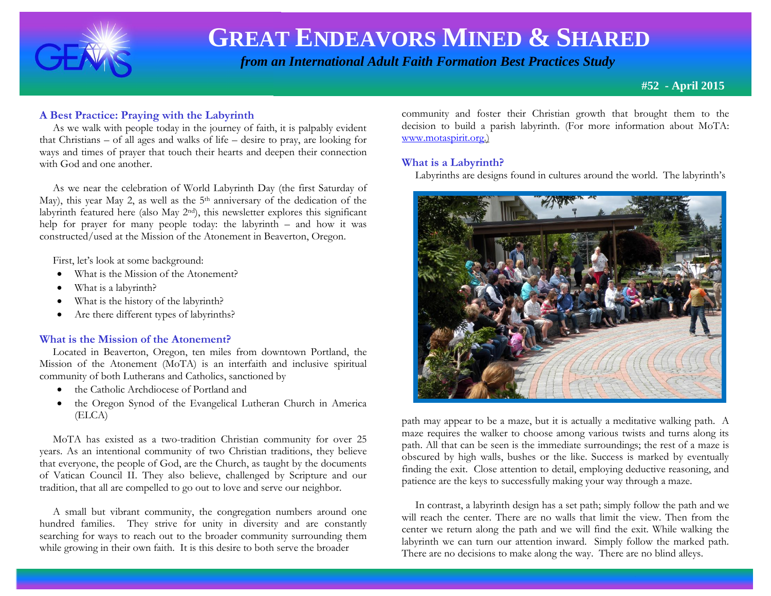# GREAT ENDEAVORS MINED & SHARED

*from an International Adult Faith Formation Best Practices Study*

**#52 - April 2015**

## A Best Practice: Praying with the Labyrinth

As we walk with people today in the journey of faith, it is palpably evident that Christians – of all ages and walks of life – desire to pray, are looking for ways and times of prayer that touch their hearts and deepen their connection with God and one another.

As we near the celebration of World Labyrinth Day (the first Saturday of May), this year May 2, as well as the 5th anniversary of the dedication of the labyrinth featured here (also May 2nd), this newsletter explores this significant help for prayer for many people today: the labyrinth – and how it was constructed/used at the Mission of the Atonement in Beaverton, Oregon.

First, let's look at some background:

- What is the Mission of the Atonement?
- What is a labyrinth?
- What is the history of the labyrinth?
- Are there different types of labyrinths?

## What is the Mission of the Atonement?

Located in Beaverton, Oregon, ten miles from downtown Portland, the Mission of the Atonement (MoTA) is an interfaith and inclusive spiritual community of both Lutherans and Catholics, sanctioned by

- the Catholic Archdiocese of Portland and
- the Oregon Synod of the Evangelical Lutheran Church in America (ELCA)

MoTA has existed as a two-tradition Christian community for over 25 years. As an intentional community of two Christian traditions, they believe that everyone, the people of God, are the Church, as taught by the documents of Vatican Council II. They also believe, challenged by Scripture and our tradition, that all are compelled to go out to love and serve our neighbor.

A small but vibrant community, the congregation numbers around one hundred families. They strive for unity in diversity and are constantly searching for ways to reach out to the broader community surrounding them while growing in their own faith. It is this desire to both serve the broader community and foster their Christian growth that brought them to the decision to build a parish labyrinth. (For more information about MoTA: www.motaspirit.org.)

## What is a Labyrinth?

Labyrinths are designs found in cultures around the world. The labyrinth's path may appear to be a maze, but it is actually a meditative walking path. A maze requires the walker to choose among various twists and turns along its path. All that can be seen is the immediate surroundings; the rest of a maze is obscured by high walls, bushes or the like. Success is marked by eventually finding the exit. Close attention to detail, employing deductive reasoning, and patience are the keys to successfully making your way through a maze.

In contrast, a labyrinth design has a set path; simply follow the path and we will reach the center. There are no walls that limit the view. Then from the center we return along the path and we will find the exit. While walking the labyrinth we can turn our attention inward. Simply follow the marked path. There are no decisions to make along the way. There are no blind alleys.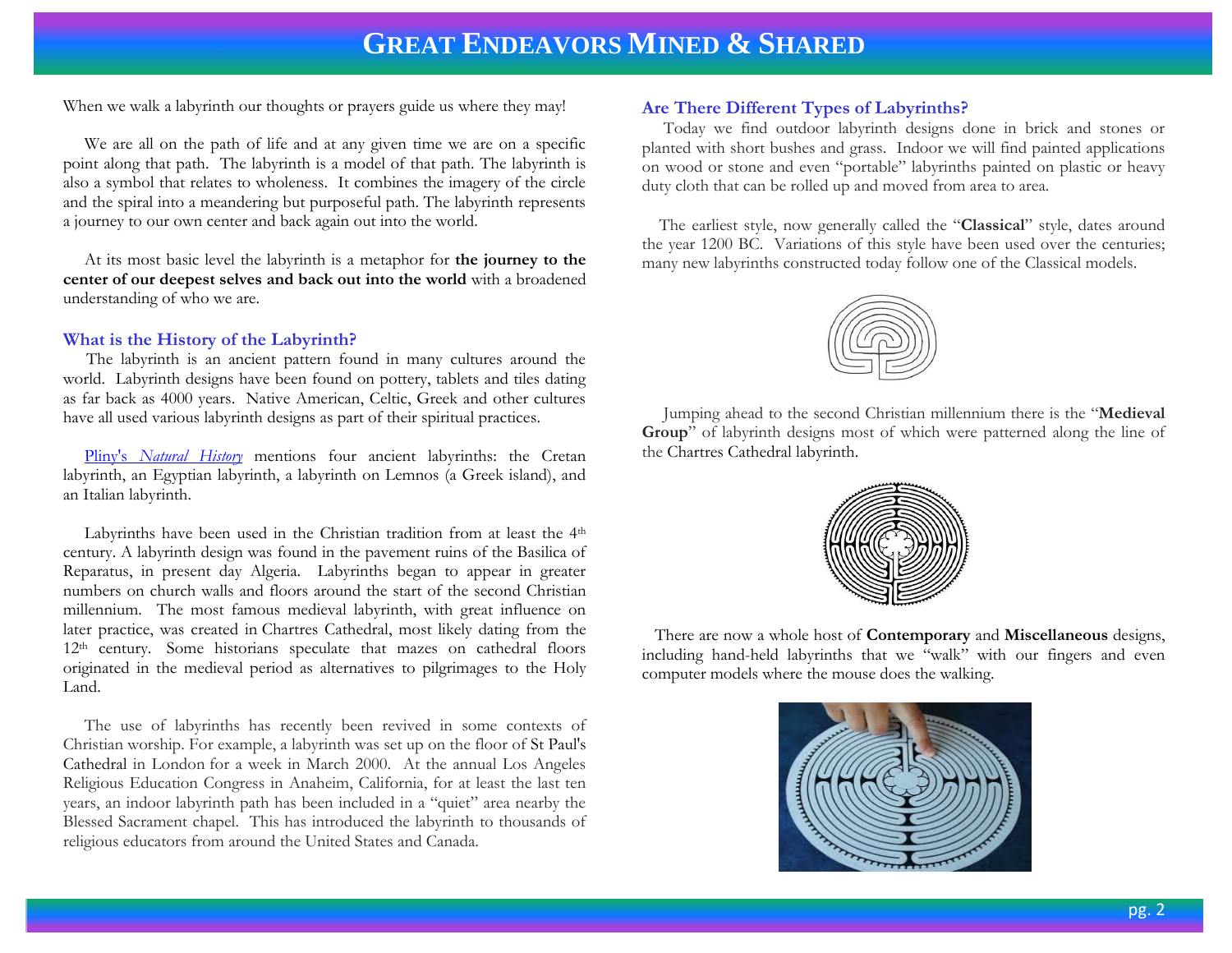When we walk a labyrinth our thoughts or prayers guide us where they may!

We are all on the path of life and at any given time we are on a specific point along that path. The labyrinth is a model of that path. The labyrinth is also a symbol that relates to wholeness. It combines the imagery of the circle and the spiral into a meandering but purposeful path. The labyrinth represents a journey to our own center and back again out into the world.

At its most basic level the labyrinth is a metaphor for **the journey to the center of our deepest selves and back out into the world** with a broadened understanding of who we are.

### What is the History of the Labyrinth?

The labyrinth is an ancient pattern found in many cultures around the world. Labyrinth designs have been found on pottery, tablets and tiles dating as far back as 4000 years. Native American, Celtic, Greek and other cultures have all used various labyrinth designs as part of their spiritual practices.

Pliny's *Natural History* mentions four ancient labyrinths: the Cretan labyrinth, an Egyptian labyrinth, a labyrinth on Lemnos (a Greek island), and an Italian labyrinth.

Labyrinths have been used in the Christian tradition from at least the 4th century. A labyrinth design was found in the pavement ruins of the Basilica of Reparatus, in present day Algeria. Labyrinths began to appear in greater numbers on church walls and floors around the start of the second Christian millennium. The most famous medieval labyrinth, with great influence on later practice, was created in Chartres Cathedral, most likely dating from the 12th century. Some historians speculate that mazes on cathedral floors originated in the medieval period as alternatives to pilgrimages to the Holy Land.

The use of labyrinths has recently been revived in some contexts of Christian worship. For example, a labyrinth was set up on the floor of St Paul's Cathedral in London for a week in March 2000. At the annual Los Angeles Religious Education Congress in Anaheim, California, for at least the last ten years, an indoor labyrinth path has been included in a "quiet" area nearby the Blessed Sacrament chapel. This has introduced the labyrinth to thousands of religious educators from around the United States and Canada.

### Are There Different Types of Labyrinths?

Today we find outdoor labyrinth designs done in brick and stones or planted with short bushes and grass. Indoor we will find painted applications on wood or stone and even "portable" labyrinths painted on plastic or heavy duty cloth that can be rolled up and moved from area to area.

The earliest style, now generally called the "**Classical**" style, dates around the year 1200 BC. Variations of this style have been used over the centuries; many new labyrinths constructed today follow one of the Classical models.

Jumping ahead to the second Christian millennium there is the "**Medieval Group**" of labyrinth designs most of which were patterned along the line of the Chartres Cathedral labyrinth.

There are now a whole host of **Contemporary** and **Miscellaneous** designs, including hand-held labyrinths that we "walk" with our fingers and even computer models where the mouse does the walking.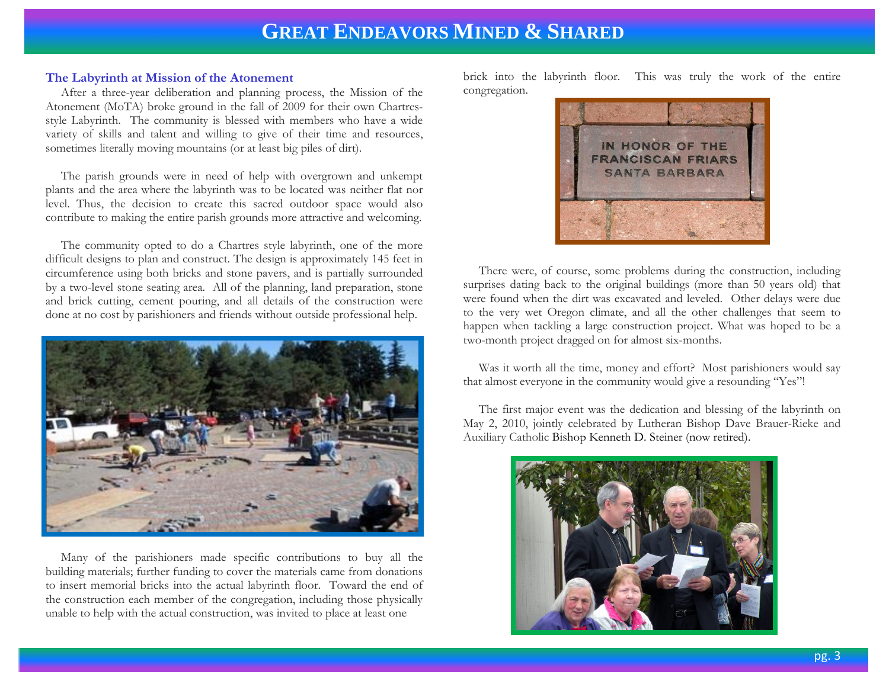## The Labyrinth at Mission of the Atonement

After a three-year deliberation and planning process, the Mission of the Atonement (MoTA) broke ground in the fall of 2009 for their own Chartres-style Labyrinth. The community is blessed with members who have a wide variety of skills and talent and willing to give of their time and resources, sometimes literally moving mountains (or at least big piles of dirt).

The parish grounds were in need of help with overgrown and unkempt plants and the area where the labyrinth was to be located was neither flat nor level. Thus, the decision to create this sacred outdoor space would also contribute to making the entire parish grounds more attractive and welcoming.

The community opted to do a Chartres style labyrinth, one of the more difficult designs to plan and construct. The design is approximately 145 feet in circumference using both bricks and stone pavers, and is partially surrounded by a two-level stone seating area. All of the planning, land preparation, stone and brick cutting, cement pouring, and all details of the construction were done at no cost by parishioners and friends without outside professional help.

Many of the parishioners made specific contributions to buy all the building materials; further funding to cover the materials came from donations to insert memorial bricks into the actual labyrinth floor. Toward the end of the construction each member of the congregation, including those physically unable to help with the actual construction, was invited to place at least one brick into the labyrinth floor. This was truly the work of the entire congregation.

There were, of course, some problems during the construction, including surprises dating back to the original buildings (more than 50 years old) that were found when the dirt was excavated and leveled. Other delays were due to the very wet Oregon climate, and all the other challenges that seem to happen when tackling a large construction project. What was hoped to be a two-month project dragged on for almost six-months.

Was it worth all the time, money and effort? Most parishioners would say that almost everyone in the community would give a resounding "Yes"!

The first major event was the dedication and blessing of the labyrinth on May 2, 2010, jointly celebrated by Lutheran Bishop Dave Brauer-Rieke and Auxiliary Catholic Bishop Kenneth D. Steiner (now retired).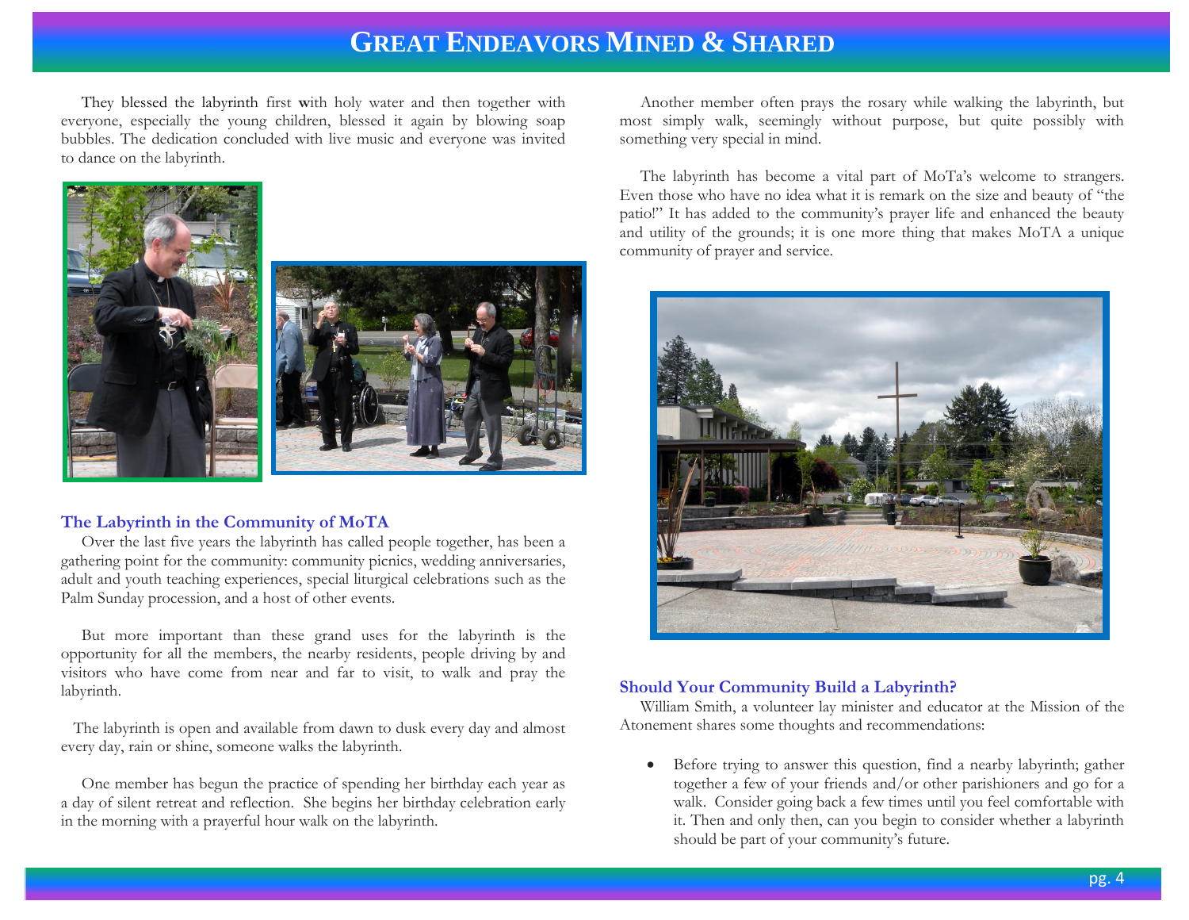They blessed the labyrinth first with holy water and then together with everyone, especially the young children, blessed it again by blowing soap bubbles. The dedication concluded with live music and everyone was invited to dance on the labyrinth.

### The Labyrinth in the Community of MoTA

Over the last five years the labyrinth has called people together, has been a gathering point for the community: community picnics, wedding anniversaries, adult and youth teaching experiences, special liturgical celebrations such as the Palm Sunday procession, and a host of other events.

But more important than these grand uses for the labyrinth is the opportunity for all the members, the nearby residents, people driving by and visitors who have come from near and far to visit, to walk and pray the labyrinth.

The labyrinth is open and available from dawn to dusk every day and almost every day, rain or shine, someone walks the labyrinth.

One member has begun the practice of spending her birthday each year as a day of silent retreat and reflection. She begins her birthday celebration early in the morning with a prayerful hour walk on the labyrinth.

Another member often prays the rosary while walking the labyrinth, but most simply walk, seemingly without purpose, but quite possibly with something very special in mind.

The labyrinth has become a vital part of MoTa's welcome to strangers. Even those who have no idea what it is remark on the size and beauty of "the patio!" It has added to the community's prayer life and enhanced the beauty and utility of the grounds; it is one more thing that makes MoTA a unique community of prayer and service.

### Should Your Community Build a Labyrinth?

William Smith, a volunteer lay minister and educator at the Mission of the Atonement shares some thoughts and recommendations:

- Before trying to answer this question, find a nearby labyrinth; gather together a few of your friends and/or other parishioners and go for a walk. Consider going back a few times until you feel comfortable with it. Then and only then, can you begin to consider whether a labyrinth should be part of your community's future.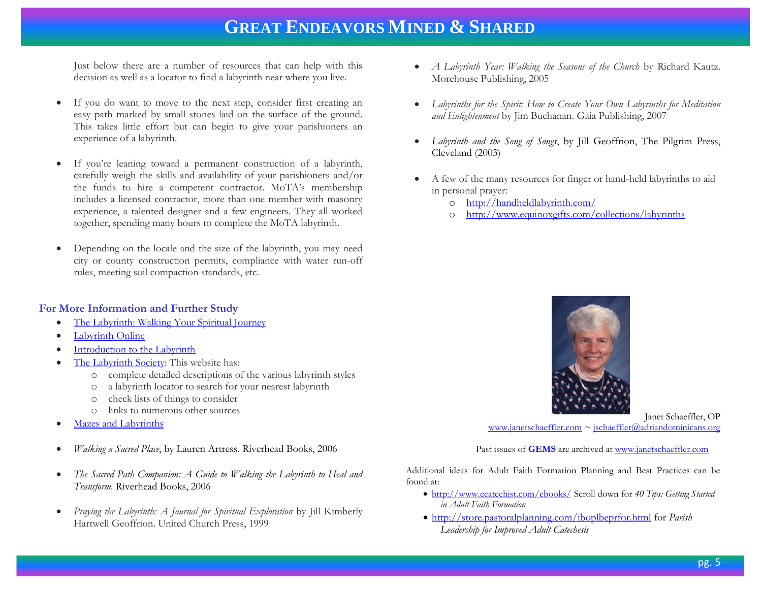Just below there are a number of resources that can help with this decision as well as a locator to find a labyrinth near where you live.

- If you do want to move to the next step, consider first creating an easy path marked by small stones laid on the surface of the ground. This takes little effort but can begin to give your parishioners an experience of a labyrinth.

- If you're leaning toward a permanent construction of a labyrinth, carefully weigh the skills and availability of your parishioners and/or the funds to hire a competent contractor. MoTA's membership includes a licensed contractor, more than one member with masonry experience, a talented designer and a few engineers. They all worked together, spending many hours to complete the MoTA labyrinth.

- Depending on the locale and the size of the labyrinth, you may need city or county construction permits, compliance with water run-off rules, meeting soil compaction standards, etc.

### For More Information and Further Study

- The Labyrinth: Walking Your Spiritual Journey
- Labyrinth Online
- Introduction to the Labyrinth
- The Labyrinth Society: This website has:
  - complete detailed descriptions of the various labyrinth styles
  - a labyrinth locator to search for your nearest labyrinth
  - check lists of things to consider
  - links to numerous other sources
- Mazes and Labyrinths

- *Walking a Sacred Place*, by Lauren Artress. Riverhead Books, 2006

- *The Sacred Path Companion: A Guide to Walking the Labyrinth to Heal and Transform*. Riverhead Books, 2006

- *Praying the Labyrinth: A Journal for Spiritual Exploration* by Jill Kimberly Hartwell Geoffrion. United Church Press, 1999

- *A Labyrinth Year: Walking the Seasons of the Church* by Richard Kautz. Morehouse Publishing, 2005

- *Labyrinths for the Spirit: How to Create Your Own Labyrinths for Meditation and Enlightenment* by Jim Buchanan. Gaia Publishing, 2007

- *Labyrinth and the Song of Songs*, by Jill Geoffrion, The Pilgrim Press, Cleveland (2003)

- A few of the many resources for finger or hand-held labyrinths to aid in personal prayer:
  - http://handheldlabyrinth.com/
  - http://www.equinoxgifts.com/collections/labyrinths

Janet Schaeffler, OP
www.janetschaeffler.com ~ jschaeffler@adriandominicans.org

Past issues of **GEMS** are archived at www.janetschaeffler.com

Additional ideas for Adult Faith Formation Planning and Best Practices can be found at:

- http://www.ecatechist.com/ebooks/ Scroll down for *40 Tips: Getting Started in Adult Faith Formation*
- http://store.pastoralplanning.com/iboplbeprfor.html for *Parish Leadership for Improved Adult Catechesis*